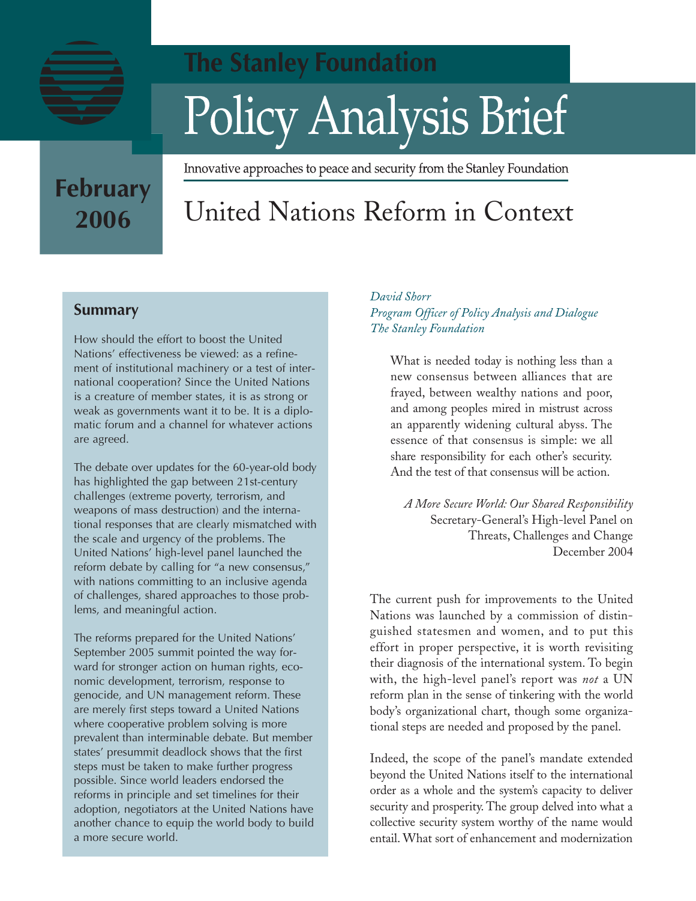The Stanley Foundation

# Policy Analysis Brief

Innovative approaches to peace and security from the Stanley Foundation

**February 2006**

# United Nations Reform in Context

## Summary

How should the effort to boost the United Nations' effectiveness be viewed: as a refinement of institutional machinery or a test of international cooperation? Since the United Nations is a creature of member states, it is as strong or weak as governments want it to be. It is a diplomatic forum and a channel for whatever actions are agreed.

The debate over updates for the 60-year-old body has highlighted the gap between 21st-century challenges (extreme poverty, terrorism, and weapons of mass destruction) and the international responses that are clearly mismatched with the scale and urgency of the problems. The United Nations' high-level panel launched the reform debate by calling for "a new consensus," with nations committing to an inclusive agenda of challenges, shared approaches to those problems, and meaningful action.

The reforms prepared for the United Nations' September 2005 summit pointed the way forward for stronger action on human rights, economic development, terrorism, response to genocide, and UN management reform. These are merely first steps toward a United Nations where cooperative problem solving is more prevalent than interminable debate. But member states' presummit deadlock shows that the first steps must be taken to make further progress possible. Since world leaders endorsed the reforms in principle and set timelines for their adoption, negotiators at the United Nations have another chance to equip the world body to build a more secure world.

*David Shorr*
*Program Officer of Policy Analysis and Dialogue*
*The Stanley Foundation*

> What is needed today is nothing less than a new consensus between alliances that are frayed, between wealthy nations and poor, and among peoples mired in mistrust across an apparently widening cultural abyss. The essence of that consensus is simple: we all share responsibility for each other's security. And the test of that consensus will be action.
>
> *A More Secure World: Our Shared Responsibility*
> Secretary-General's High-level Panel on Threats, Challenges and Change
> December 2004

The current push for improvements to the United Nations was launched by a commission of distinguished statesmen and women, and to put this effort in proper perspective, it is worth revisiting their diagnosis of the international system. To begin with, the high-level panel's report was *not* a UN reform plan in the sense of tinkering with the world body's organizational chart, though some organizational steps are needed and proposed by the panel.

Indeed, the scope of the panel's mandate extended beyond the United Nations itself to the international order as a whole and the system's capacity to deliver security and prosperity. The group delved into what a collective security system worthy of the name would entail. What sort of enhancement and modernization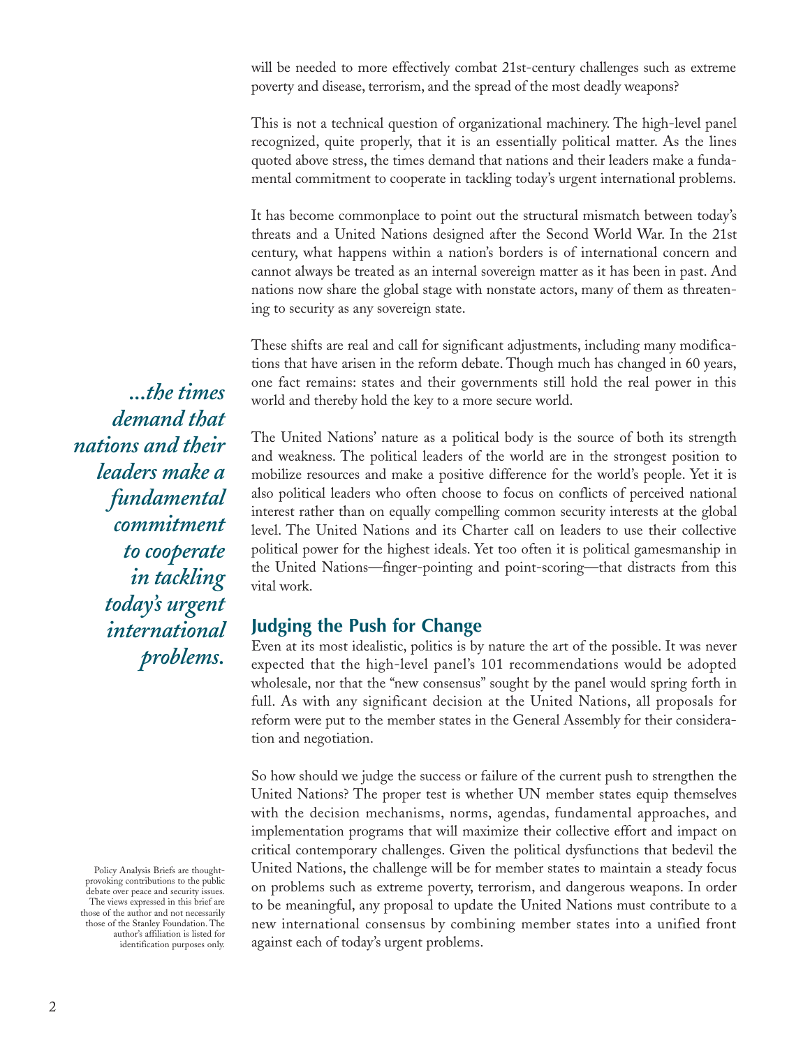will be needed to more effectively combat 21st-century challenges such as extreme poverty and disease, terrorism, and the spread of the most deadly weapons?

This is not a technical question of organizational machinery. The high-level panel recognized, quite properly, that it is an essentially political matter. As the lines quoted above stress, the times demand that nations and their leaders make a fundamental commitment to cooperate in tackling today's urgent international problems.

It has become commonplace to point out the structural mismatch between today's threats and a United Nations designed after the Second World War. In the 21st century, what happens within a nation's borders is of international concern and cannot always be treated as an internal sovereign matter as it has been in past. And nations now share the global stage with nonstate actors, many of them as threatening to security as any sovereign state.

These shifts are real and call for significant adjustments, including many modifications that have arisen in the reform debate. Though much has changed in 60 years, one fact remains: states and their governments still hold the real power in this world and thereby hold the key to a more secure world.

*...the times demand that nations and their leaders make a fundamental commitment to cooperate in tackling today's urgent international problems.*

The United Nations' nature as a political body is the source of both its strength and weakness. The political leaders of the world are in the strongest position to mobilize resources and make a positive difference for the world's people. Yet it is also political leaders who often choose to focus on conflicts of perceived national interest rather than on equally compelling common security interests at the global level. The United Nations and its Charter call on leaders to use their collective political power for the highest ideals. Yet too often it is political gamesmanship in the United Nations—finger-pointing and point-scoring—that distracts from this vital work.

## Judging the Push for Change

Even at its most idealistic, politics is by nature the art of the possible. It was never expected that the high-level panel's 101 recommendations would be adopted wholesale, nor that the "new consensus" sought by the panel would spring forth in full. As with any significant decision at the United Nations, all proposals for reform were put to the member states in the General Assembly for their consideration and negotiation.

So how should we judge the success or failure of the current push to strengthen the United Nations? The proper test is whether UN member states equip themselves with the decision mechanisms, norms, agendas, fundamental approaches, and implementation programs that will maximize their collective effort and impact on critical contemporary challenges. Given the political dysfunctions that bedevil the United Nations, the challenge will be for member states to maintain a steady focus on problems such as extreme poverty, terrorism, and dangerous weapons. In order to be meaningful, any proposal to update the United Nations must contribute to a new international consensus by combining member states into a unified front against each of today's urgent problems.

Policy Analysis Briefs are thought-provoking contributions to the public debate over peace and security issues. The views expressed in this brief are those of the author and not necessarily those of the Stanley Foundation. The author's affiliation is listed for identification purposes only.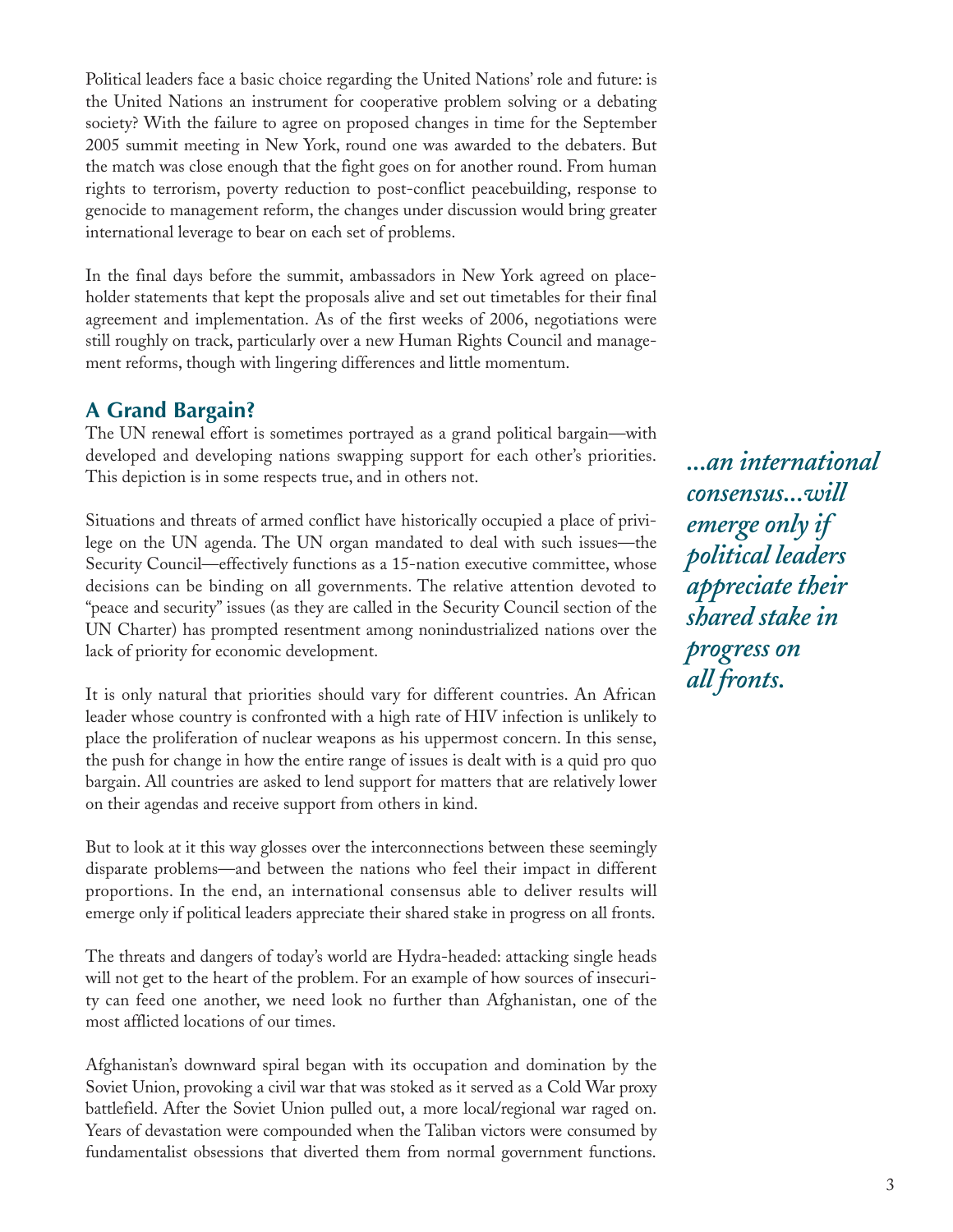Political leaders face a basic choice regarding the United Nations' role and future: is the United Nations an instrument for cooperative problem solving or a debating society? With the failure to agree on proposed changes in time for the September 2005 summit meeting in New York, round one was awarded to the debaters. But the match was close enough that the fight goes on for another round. From human rights to terrorism, poverty reduction to post-conflict peacebuilding, response to genocide to management reform, the changes under discussion would bring greater international leverage to bear on each set of problems.

In the final days before the summit, ambassadors in New York agreed on placeholder statements that kept the proposals alive and set out timetables for their final agreement and implementation. As of the first weeks of 2006, negotiations were still roughly on track, particularly over a new Human Rights Council and management reforms, though with lingering differences and little momentum.

## A Grand Bargain?

The UN renewal effort is sometimes portrayed as a grand political bargain—with developed and developing nations swapping support for each other's priorities. This depiction is in some respects true, and in others not.

Situations and threats of armed conflict have historically occupied a place of privilege on the UN agenda. The UN organ mandated to deal with such issues—the Security Council—effectively functions as a 15-nation executive committee, whose decisions can be binding on all governments. The relative attention devoted to "peace and security" issues (as they are called in the Security Council section of the UN Charter) has prompted resentment among nonindustrialized nations over the lack of priority for economic development.

It is only natural that priorities should vary for different countries. An African leader whose country is confronted with a high rate of HIV infection is unlikely to place the proliferation of nuclear weapons as his uppermost concern. In this sense, the push for change in how the entire range of issues is dealt with is a quid pro quo bargain. All countries are asked to lend support for matters that are relatively lower on their agendas and receive support from others in kind.

But to look at it this way glosses over the interconnections between these seemingly disparate problems—and between the nations who feel their impact in different proportions. In the end, an international consensus able to deliver results will emerge only if political leaders appreciate their shared stake in progress on all fronts.

*...an international consensus...will emerge only if political leaders appreciate their shared stake in progress on all fronts.*

The threats and dangers of today's world are Hydra-headed: attacking single heads will not get to the heart of the problem. For an example of how sources of insecurity can feed one another, we need look no further than Afghanistan, one of the most afflicted locations of our times.

Afghanistan's downward spiral began with its occupation and domination by the Soviet Union, provoking a civil war that was stoked as it served as a Cold War proxy battlefield. After the Soviet Union pulled out, a more local/regional war raged on. Years of devastation were compounded when the Taliban victors were consumed by fundamentalist obsessions that diverted them from normal government functions.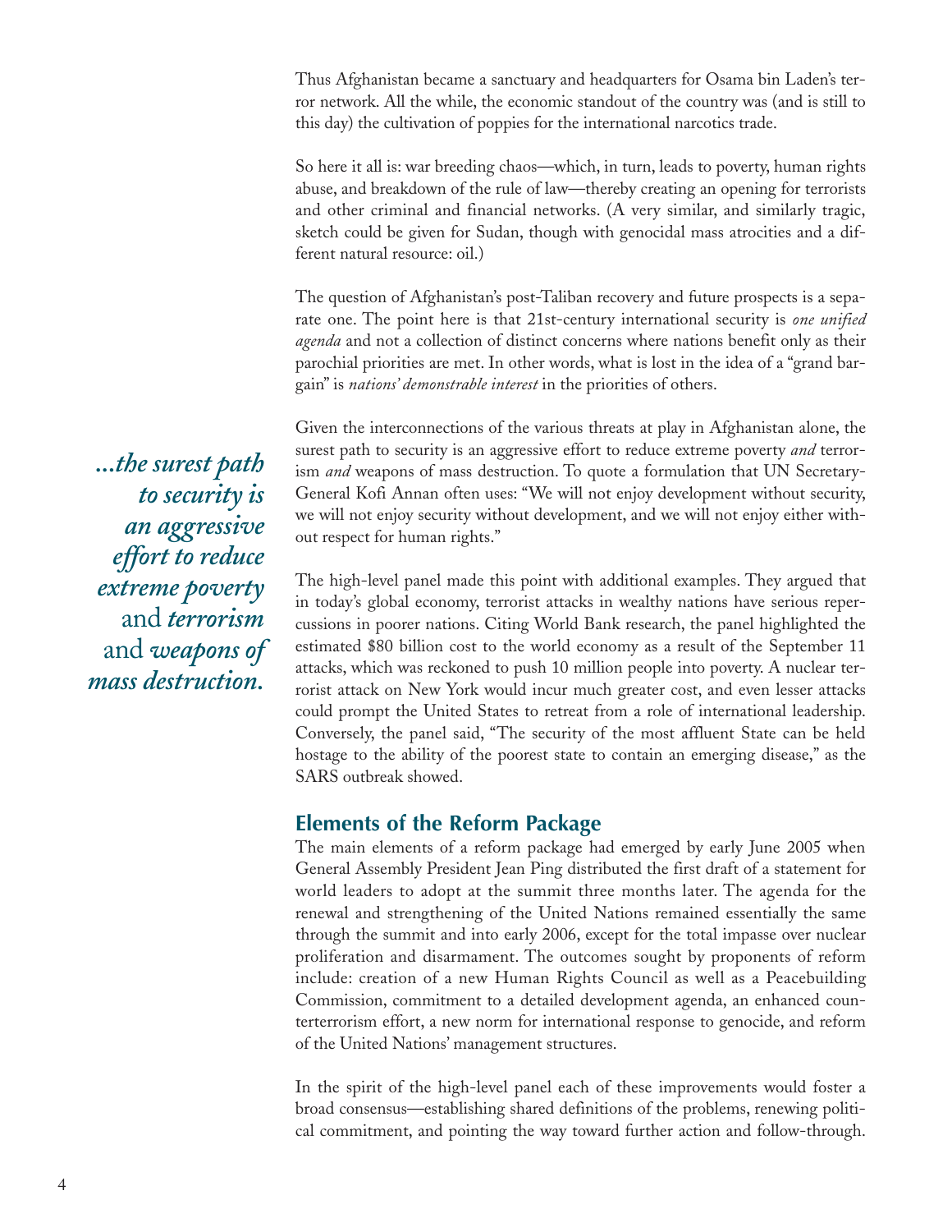Thus Afghanistan became a sanctuary and headquarters for Osama bin Laden's terror network. All the while, the economic standout of the country was (and is still to this day) the cultivation of poppies for the international narcotics trade.

So here it all is: war breeding chaos—which, in turn, leads to poverty, human rights abuse, and breakdown of the rule of law—thereby creating an opening for terrorists and other criminal and financial networks. (A very similar, and similarly tragic, sketch could be given for Sudan, though with genocidal mass atrocities and a different natural resource: oil.)

The question of Afghanistan's post-Taliban recovery and future prospects is a separate one. The point here is that 21st-century international security is *one unified agenda* and not a collection of distinct concerns where nations benefit only as their parochial priorities are met. In other words, what is lost in the idea of a "grand bargain" is *nations' demonstrable interest* in the priorities of others.

> ***...the surest path to security is an aggressive effort to reduce extreme poverty*** **and** ***terrorism*** **and** ***weapons of mass destruction.***

Given the interconnections of the various threats at play in Afghanistan alone, the surest path to security is an aggressive effort to reduce extreme poverty *and* terrorism *and* weapons of mass destruction. To quote a formulation that UN Secretary-General Kofi Annan often uses: "We will not enjoy development without security, we will not enjoy security without development, and we will not enjoy either without respect for human rights."

The high-level panel made this point with additional examples. They argued that in today's global economy, terrorist attacks in wealthy nations have serious repercussions in poorer nations. Citing World Bank research, the panel highlighted the estimated $80 billion cost to the world economy as a result of the September 11 attacks, which was reckoned to push 10 million people into poverty. A nuclear terrorist attack on New York would incur much greater cost, and even lesser attacks could prompt the United States to retreat from a role of international leadership. Conversely, the panel said, "The security of the most affluent State can be held hostage to the ability of the poorest state to contain an emerging disease," as the SARS outbreak showed.

## Elements of the Reform Package

The main elements of a reform package had emerged by early June 2005 when General Assembly President Jean Ping distributed the first draft of a statement for world leaders to adopt at the summit three months later. The agenda for the renewal and strengthening of the United Nations remained essentially the same through the summit and into early 2006, except for the total impasse over nuclear proliferation and disarmament. The outcomes sought by proponents of reform include: creation of a new Human Rights Council as well as a Peacebuilding Commission, commitment to a detailed development agenda, an enhanced counterterrorism effort, a new norm for international response to genocide, and reform of the United Nations' management structures.

In the spirit of the high-level panel each of these improvements would foster a broad consensus—establishing shared definitions of the problems, renewing political commitment, and pointing the way toward further action and follow-through.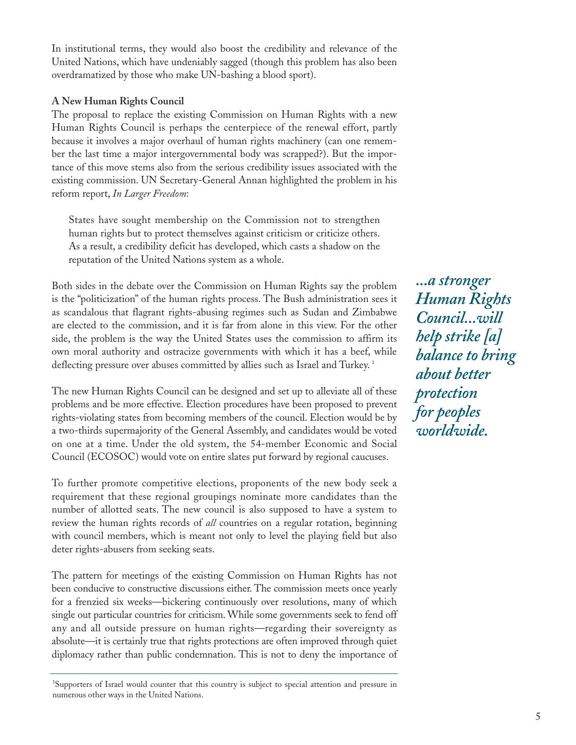In institutional terms, they would also boost the credibility and relevance of the United Nations, which have undeniably sagged (though this problem has also been overdramatized by those who make UN-bashing a blood sport).

**A New Human Rights Council**

The proposal to replace the existing Commission on Human Rights with a new Human Rights Council is perhaps the centerpiece of the renewal effort, partly because it involves a major overhaul of human rights machinery (can one remember the last time a major intergovernmental body was scrapped?). But the importance of this move stems also from the serious credibility issues associated with the existing commission. UN Secretary-General Annan highlighted the problem in his reform report, *In Larger Freedom*:

> States have sought membership on the Commission not to strengthen human rights but to protect themselves against criticism or criticize others. As a result, a credibility deficit has developed, which casts a shadow on the reputation of the United Nations system as a whole.

Both sides in the debate over the Commission on Human Rights say the problem is the "politicization" of the human rights process. The Bush administration sees it as scandalous that flagrant rights-abusing regimes such as Sudan and Zimbabwe are elected to the commission, and it is far from alone in this view. For the other side, the problem is the way the United States uses the commission to affirm its own moral authority and ostracize governments with which it has a beef, while deflecting pressure over abuses committed by allies such as Israel and Turkey. [1]

*...a stronger Human Rights Council...will help strike [a] balance to bring about better protection for peoples worldwide.*

The new Human Rights Council can be designed and set up to alleviate all of these problems and be more effective. Election procedures have been proposed to prevent rights-violating states from becoming members of the council. Election would be by a two-thirds supermajority of the General Assembly, and candidates would be voted on one at a time. Under the old system, the 54-member Economic and Social Council (ECOSOC) would vote on entire slates put forward by regional caucuses.

To further promote competitive elections, proponents of the new body seek a requirement that these regional groupings nominate more candidates than the number of allotted seats. The new council is also supposed to have a system to review the human rights records of *all* countries on a regular rotation, beginning with council members, which is meant not only to level the playing field but also deter rights-abusers from seeking seats.

The pattern for meetings of the existing Commission on Human Rights has not been conducive to constructive discussions either. The commission meets once yearly for a frenzied six weeks—bickering continuously over resolutions, many of which single out particular countries for criticism. While some governments seek to fend off any and all outside pressure on human rights—regarding their sovereignty as absolute—it is certainly true that rights protections are often improved through quiet diplomacy rather than public condemnation. This is not to deny the importance of

---

[1] Supporters of Israel would counter that this country is subject to special attention and pressure in numerous other ways in the United Nations.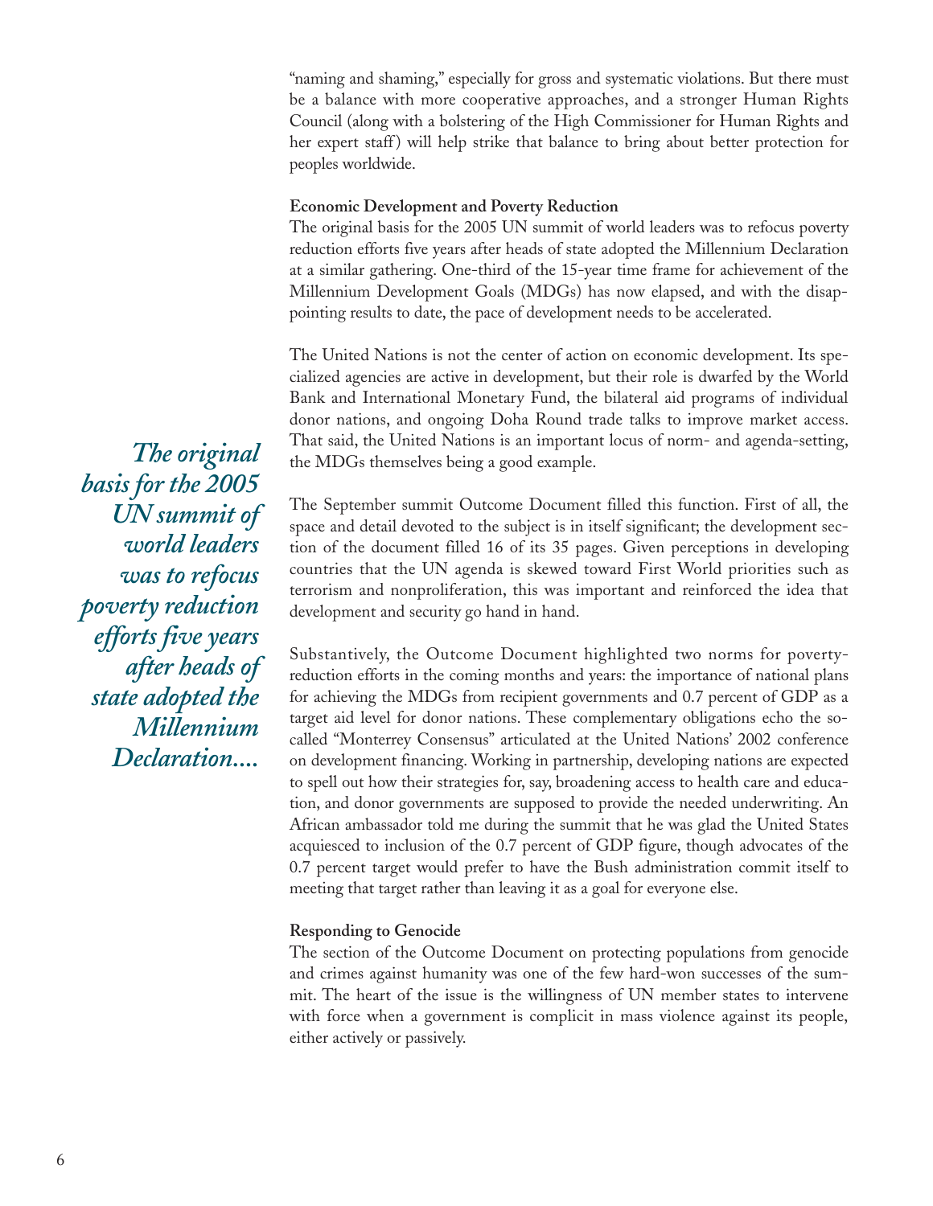"naming and shaming," especially for gross and systematic violations. But there must be a balance with more cooperative approaches, and a stronger Human Rights Council (along with a bolstering of the High Commissioner for Human Rights and her expert staff) will help strike that balance to bring about better protection for peoples worldwide.

**Economic Development and Poverty Reduction**

The original basis for the 2005 UN summit of world leaders was to refocus poverty reduction efforts five years after heads of state adopted the Millennium Declaration at a similar gathering. One-third of the 15-year time frame for achievement of the Millennium Development Goals (MDGs) has now elapsed, and with the disappointing results to date, the pace of development needs to be accelerated.

The United Nations is not the center of action on economic development. Its specialized agencies are active in development, but their role is dwarfed by the World Bank and International Monetary Fund, the bilateral aid programs of individual donor nations, and ongoing Doha Round trade talks to improve market access. That said, the United Nations is an important locus of norm- and agenda-setting, the MDGs themselves being a good example.

> ***The original basis for the 2005 UN summit of world leaders was to refocus poverty reduction efforts five years after heads of state adopted the Millennium Declaration....***

The September summit Outcome Document filled this function. First of all, the space and detail devoted to the subject is in itself significant; the development section of the document filled 16 of its 35 pages. Given perceptions in developing countries that the UN agenda is skewed toward First World priorities such as terrorism and nonproliferation, this was important and reinforced the idea that development and security go hand in hand.

Substantively, the Outcome Document highlighted two norms for poverty-reduction efforts in the coming months and years: the importance of national plans for achieving the MDGs from recipient governments and 0.7 percent of GDP as a target aid level for donor nations. These complementary obligations echo the so-called "Monterrey Consensus" articulated at the United Nations' 2002 conference on development financing. Working in partnership, developing nations are expected to spell out how their strategies for, say, broadening access to health care and education, and donor governments are supposed to provide the needed underwriting. An African ambassador told me during the summit that he was glad the United States acquiesced to inclusion of the 0.7 percent of GDP figure, though advocates of the 0.7 percent target would prefer to have the Bush administration commit itself to meeting that target rather than leaving it as a goal for everyone else.

**Responding to Genocide**

The section of the Outcome Document on protecting populations from genocide and crimes against humanity was one of the few hard-won successes of the summit. The heart of the issue is the willingness of UN member states to intervene with force when a government is complicit in mass violence against its people, either actively or passively.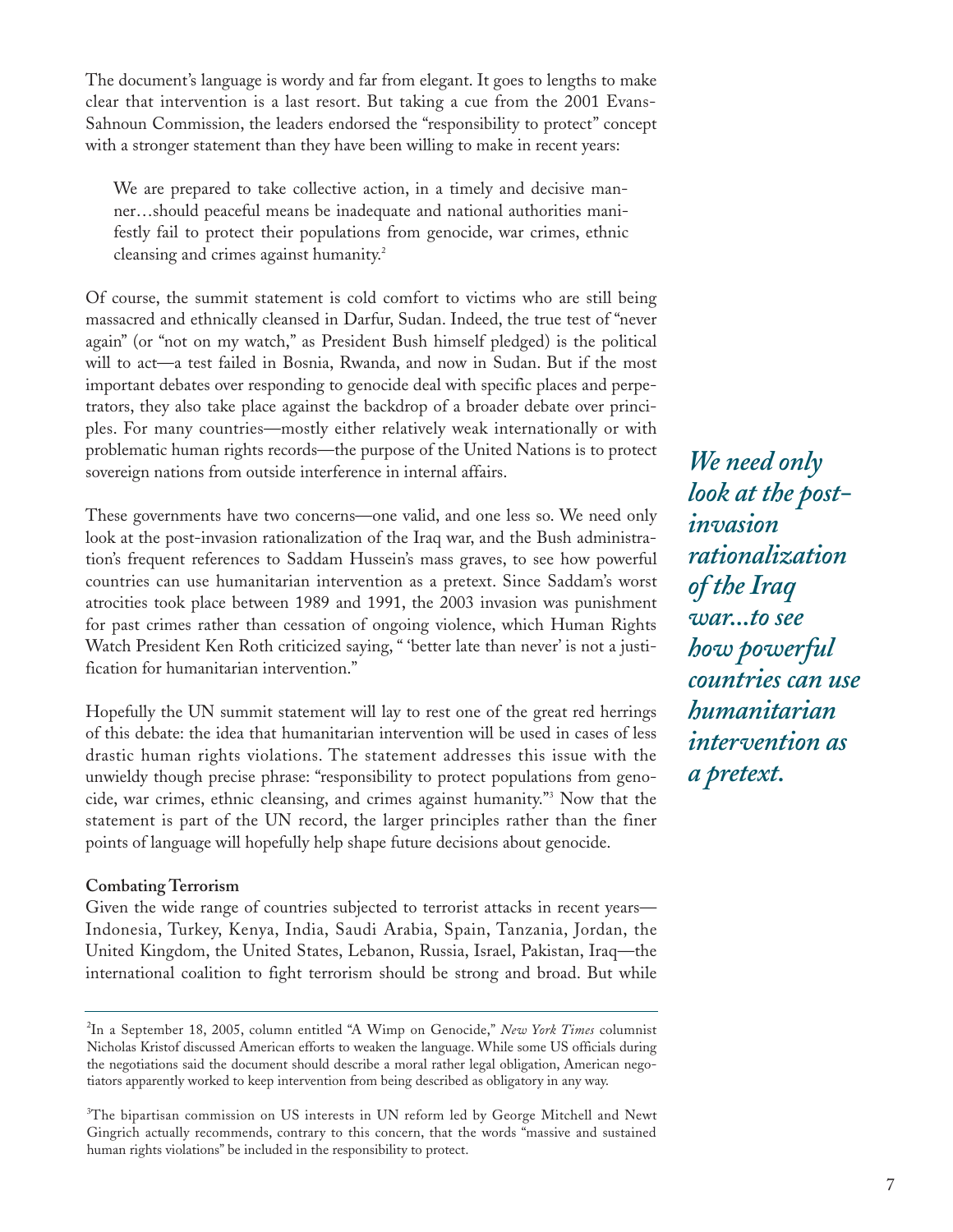The document's language is wordy and far from elegant. It goes to lengths to make clear that intervention is a last resort. But taking a cue from the 2001 Evans-Sahnoun Commission, the leaders endorsed the "responsibility to protect" concept with a stronger statement than they have been willing to make in recent years:

> We are prepared to take collective action, in a timely and decisive manner…should peaceful means be inadequate and national authorities manifestly fail to protect their populations from genocide, war crimes, ethnic cleansing and crimes against humanity.[2]

Of course, the summit statement is cold comfort to victims who are still being massacred and ethnically cleansed in Darfur, Sudan. Indeed, the true test of "never again" (or "not on my watch," as President Bush himself pledged) is the political will to act—a test failed in Bosnia, Rwanda, and now in Sudan. But if the most important debates over responding to genocide deal with specific places and perpetrators, they also take place against the backdrop of a broader debate over principles. For many countries—mostly either relatively weak internationally or with problematic human rights records—the purpose of the United Nations is to protect sovereign nations from outside interference in internal affairs.

*We need only look at the post-invasion rationalization of the Iraq war...to see how powerful countries can use humanitarian intervention as a pretext.*

These governments have two concerns—one valid, and one less so. We need only look at the post-invasion rationalization of the Iraq war, and the Bush administration's frequent references to Saddam Hussein's mass graves, to see how powerful countries can use humanitarian intervention as a pretext. Since Saddam's worst atrocities took place between 1989 and 1991, the 2003 invasion was punishment for past crimes rather than cessation of ongoing violence, which Human Rights Watch President Ken Roth criticized saying, " 'better late than never' is not a justification for humanitarian intervention."

Hopefully the UN summit statement will lay to rest one of the great red herrings of this debate: the idea that humanitarian intervention will be used in cases of less drastic human rights violations. The statement addresses this issue with the unwieldy though precise phrase: "responsibility to protect populations from genocide, war crimes, ethnic cleansing, and crimes against humanity."[3] Now that the statement is part of the UN record, the larger principles rather than the finer points of language will hopefully help shape future decisions about genocide.

**Combating Terrorism**

Given the wide range of countries subjected to terrorist attacks in recent years—Indonesia, Turkey, Kenya, India, Saudi Arabia, Spain, Tanzania, Jordan, the United Kingdom, the United States, Lebanon, Russia, Israel, Pakistan, Iraq—the international coalition to fight terrorism should be strong and broad. But while

---

[2]In a September 18, 2005, column entitled "A Wimp on Genocide," *New York Times* columnist Nicholas Kristof discussed American efforts to weaken the language. While some US officials during the negotiations said the document should describe a moral rather legal obligation, American negotiators apparently worked to keep intervention from being described as obligatory in any way.

[3]The bipartisan commission on US interests in UN reform led by George Mitchell and Newt Gingrich actually recommends, contrary to this concern, that the words "massive and sustained human rights violations" be included in the responsibility to protect.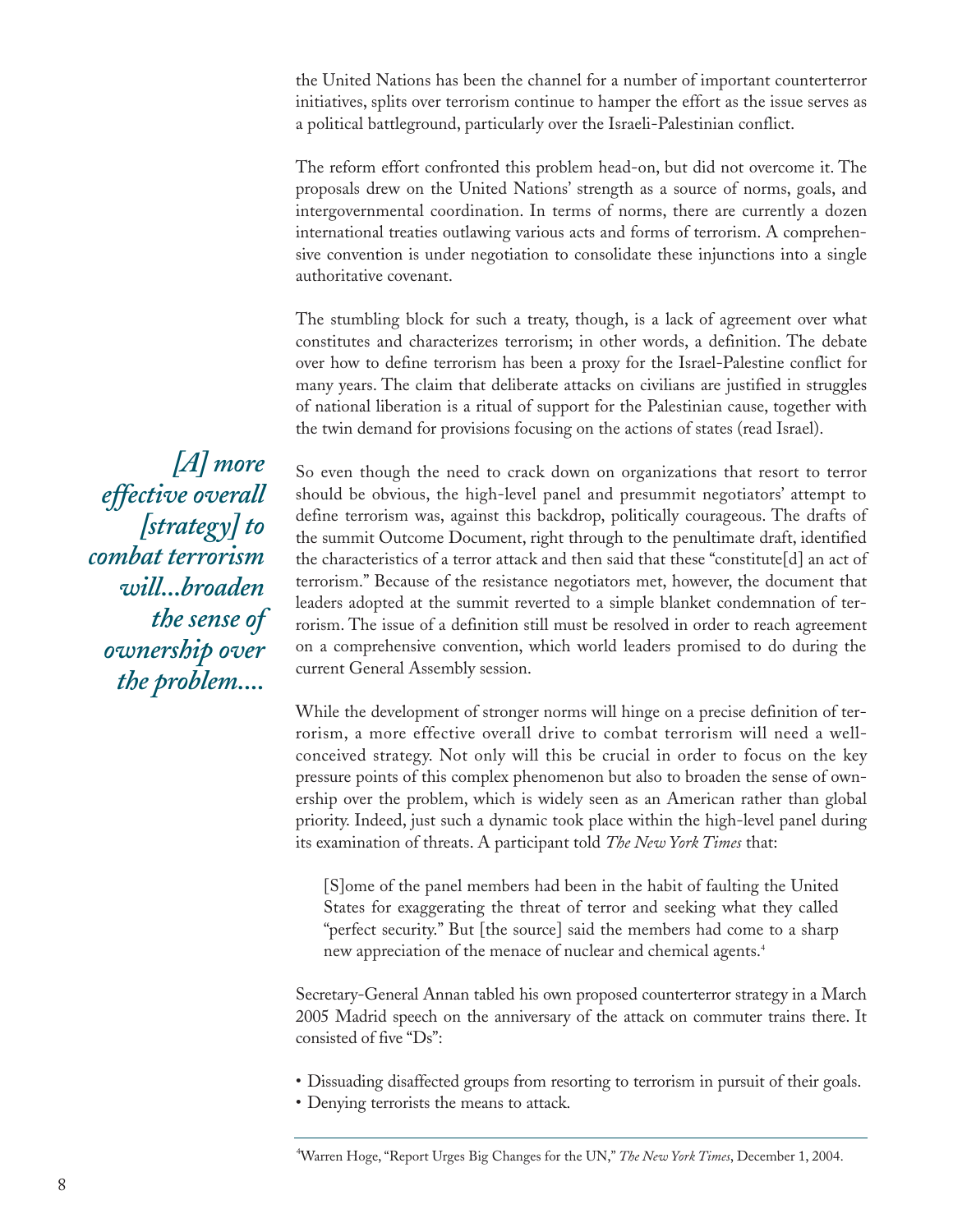the United Nations has been the channel for a number of important counterterror initiatives, splits over terrorism continue to hamper the effort as the issue serves as a political battleground, particularly over the Israeli-Palestinian conflict.

The reform effort confronted this problem head-on, but did not overcome it. The proposals drew on the United Nations' strength as a source of norms, goals, and intergovernmental coordination. In terms of norms, there are currently a dozen international treaties outlawing various acts and forms of terrorism. A comprehensive convention is under negotiation to consolidate these injunctions into a single authoritative covenant.

The stumbling block for such a treaty, though, is a lack of agreement over what constitutes and characterizes terrorism; in other words, a definition. The debate over how to define terrorism has been a proxy for the Israel-Palestine conflict for many years. The claim that deliberate attacks on civilians are justified in struggles of national liberation is a ritual of support for the Palestinian cause, together with the twin demand for provisions focusing on the actions of states (read Israel).

*[A] more effective overall [strategy] to combat terrorism will...broaden the sense of ownership over the problem....*

So even though the need to crack down on organizations that resort to terror should be obvious, the high-level panel and presummit negotiators' attempt to define terrorism was, against this backdrop, politically courageous. The drafts of the summit Outcome Document, right through to the penultimate draft, identified the characteristics of a terror attack and then said that these "constitute[d] an act of terrorism." Because of the resistance negotiators met, however, the document that leaders adopted at the summit reverted to a simple blanket condemnation of terrorism. The issue of a definition still must be resolved in order to reach agreement on a comprehensive convention, which world leaders promised to do during the current General Assembly session.

While the development of stronger norms will hinge on a precise definition of terrorism, a more effective overall drive to combat terrorism will need a well-conceived strategy. Not only will this be crucial in order to focus on the key pressure points of this complex phenomenon but also to broaden the sense of ownership over the problem, which is widely seen as an American rather than global priority. Indeed, just such a dynamic took place within the high-level panel during its examination of threats. A participant told *The New York Times* that:

> [S]ome of the panel members had been in the habit of faulting the United States for exaggerating the threat of terror and seeking what they called "perfect security." But [the source] said the members had come to a sharp new appreciation of the menace of nuclear and chemical agents.[4]

Secretary-General Annan tabled his own proposed counterterror strategy in a March 2005 Madrid speech on the anniversary of the attack on commuter trains there. It consisted of five "Ds":

- Dissuading disaffected groups from resorting to terrorism in pursuit of their goals.
- Denying terrorists the means to attack.

[4] Warren Hoge, "Report Urges Big Changes for the UN," *The New York Times*, December 1, 2004.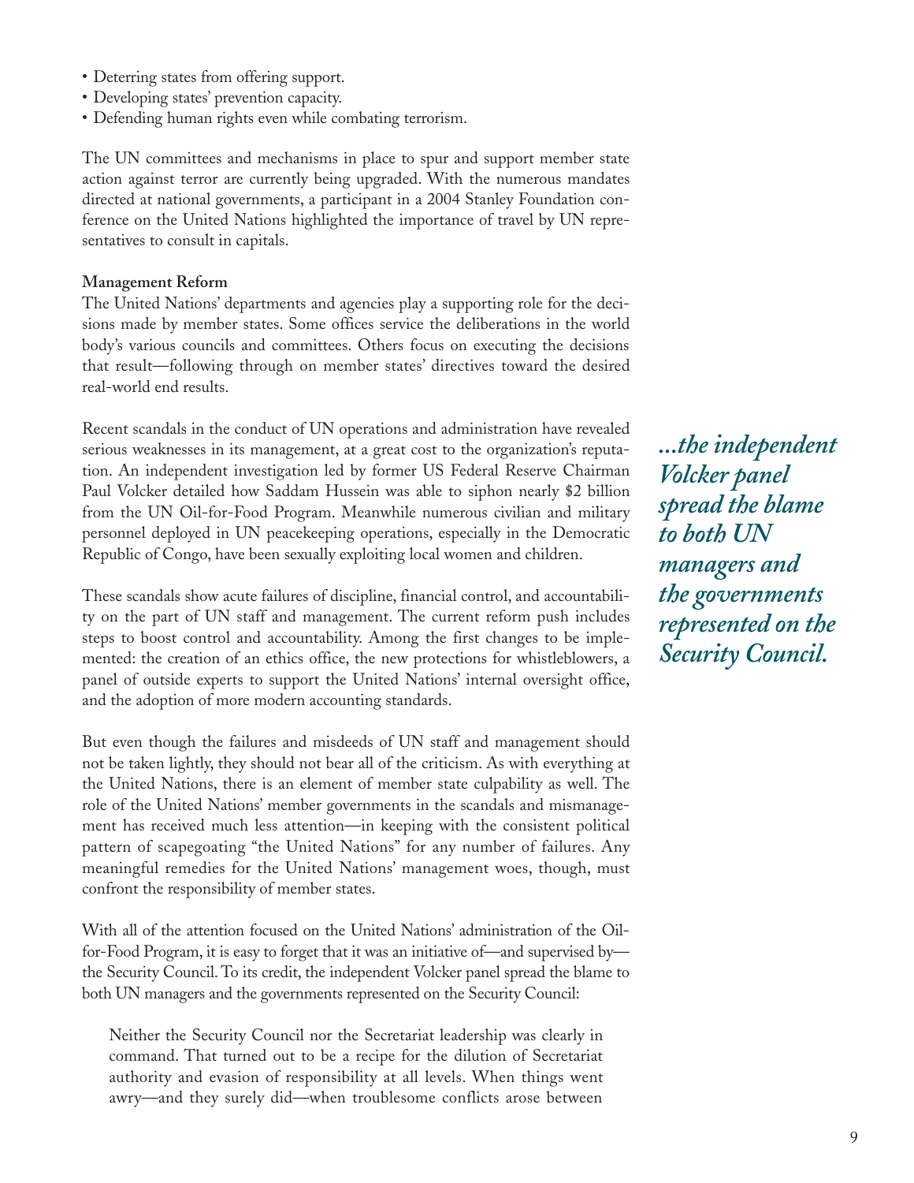- Deterring states from offering support.
- Developing states' prevention capacity.
- Defending human rights even while combating terrorism.

The UN committees and mechanisms in place to spur and support member state action against terror are currently being upgraded. With the numerous mandates directed at national governments, a participant in a 2004 Stanley Foundation conference on the United Nations highlighted the importance of travel by UN representatives to consult in capitals.

**Management Reform**

The United Nations' departments and agencies play a supporting role for the decisions made by member states. Some offices service the deliberations in the world body's various councils and committees. Others focus on executing the decisions that result—following through on member states' directives toward the desired real-world end results.

Recent scandals in the conduct of UN operations and administration have revealed serious weaknesses in its management, at a great cost to the organization's reputation. An independent investigation led by former US Federal Reserve Chairman Paul Volcker detailed how Saddam Hussein was able to siphon nearly $2 billion from the UN Oil-for-Food Program. Meanwhile numerous civilian and military personnel deployed in UN peacekeeping operations, especially in the Democratic Republic of Congo, have been sexually exploiting local women and children.

*...the independent Volcker panel spread the blame to both UN managers and the governments represented on the Security Council.*

These scandals show acute failures of discipline, financial control, and accountability on the part of UN staff and management. The current reform push includes steps to boost control and accountability. Among the first changes to be implemented: the creation of an ethics office, the new protections for whistleblowers, a panel of outside experts to support the United Nations' internal oversight office, and the adoption of more modern accounting standards.

But even though the failures and misdeeds of UN staff and management should not be taken lightly, they should not bear all of the criticism. As with everything at the United Nations, there is an element of member state culpability as well. The role of the United Nations' member governments in the scandals and mismanagement has received much less attention—in keeping with the consistent political pattern of scapegoating "the United Nations" for any number of failures. Any meaningful remedies for the United Nations' management woes, though, must confront the responsibility of member states.

With all of the attention focused on the United Nations' administration of the Oil-for-Food Program, it is easy to forget that it was an initiative of—and supervised by—the Security Council. To its credit, the independent Volcker panel spread the blame to both UN managers and the governments represented on the Security Council:

> Neither the Security Council nor the Secretariat leadership was clearly in command. That turned out to be a recipe for the dilution of Secretariat authority and evasion of responsibility at all levels. When things went awry—and they surely did—when troublesome conflicts arose between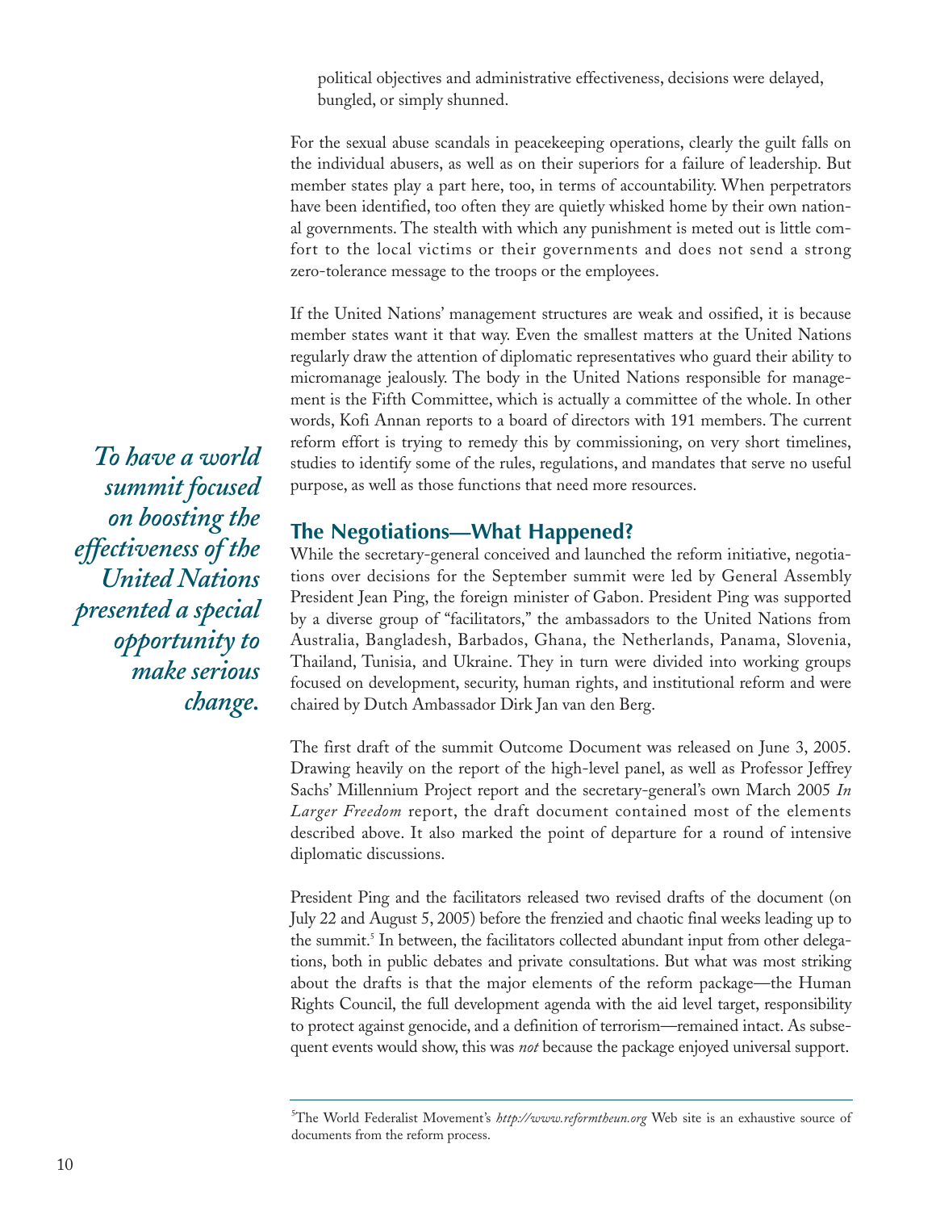political objectives and administrative effectiveness, decisions were delayed, bungled, or simply shunned.

For the sexual abuse scandals in peacekeeping operations, clearly the guilt falls on the individual abusers, as well as on their superiors for a failure of leadership. But member states play a part here, too, in terms of accountability. When perpetrators have been identified, too often they are quietly whisked home by their own national governments. The stealth with which any punishment is meted out is little comfort to the local victims or their governments and does not send a strong zero-tolerance message to the troops or the employees.

If the United Nations' management structures are weak and ossified, it is because member states want it that way. Even the smallest matters at the United Nations regularly draw the attention of diplomatic representatives who guard their ability to micromanage jealously. The body in the United Nations responsible for management is the Fifth Committee, which is actually a committee of the whole. In other words, Kofi Annan reports to a board of directors with 191 members. The current reform effort is trying to remedy this by commissioning, on very short timelines, studies to identify some of the rules, regulations, and mandates that serve no useful purpose, as well as those functions that need more resources.

> ***To have a world summit focused on boosting the effectiveness of the United Nations presented a special opportunity to make serious change.***

## The Negotiations—What Happened?

While the secretary-general conceived and launched the reform initiative, negotiations over decisions for the September summit were led by General Assembly President Jean Ping, the foreign minister of Gabon. President Ping was supported by a diverse group of "facilitators," the ambassadors to the United Nations from Australia, Bangladesh, Barbados, Ghana, the Netherlands, Panama, Slovenia, Thailand, Tunisia, and Ukraine. They in turn were divided into working groups focused on development, security, human rights, and institutional reform and were chaired by Dutch Ambassador Dirk Jan van den Berg.

The first draft of the summit Outcome Document was released on June 3, 2005. Drawing heavily on the report of the high-level panel, as well as Professor Jeffrey Sachs' Millennium Project report and the secretary-general's own March 2005 *In Larger Freedom* report, the draft document contained most of the elements described above. It also marked the point of departure for a round of intensive diplomatic discussions.

President Ping and the facilitators released two revised drafts of the document (on July 22 and August 5, 2005) before the frenzied and chaotic final weeks leading up to the summit.[5] In between, the facilitators collected abundant input from other delegations, both in public debates and private consultations. But what was most striking about the drafts is that the major elements of the reform package—the Human Rights Council, the full development agenda with the aid level target, responsibility to protect against genocide, and a definition of terrorism—remained intact. As subsequent events would show, this was *not* because the package enjoyed universal support.

---

[5] The World Federalist Movement's *http://www.reformtheun.org* Web site is an exhaustive source of documents from the reform process.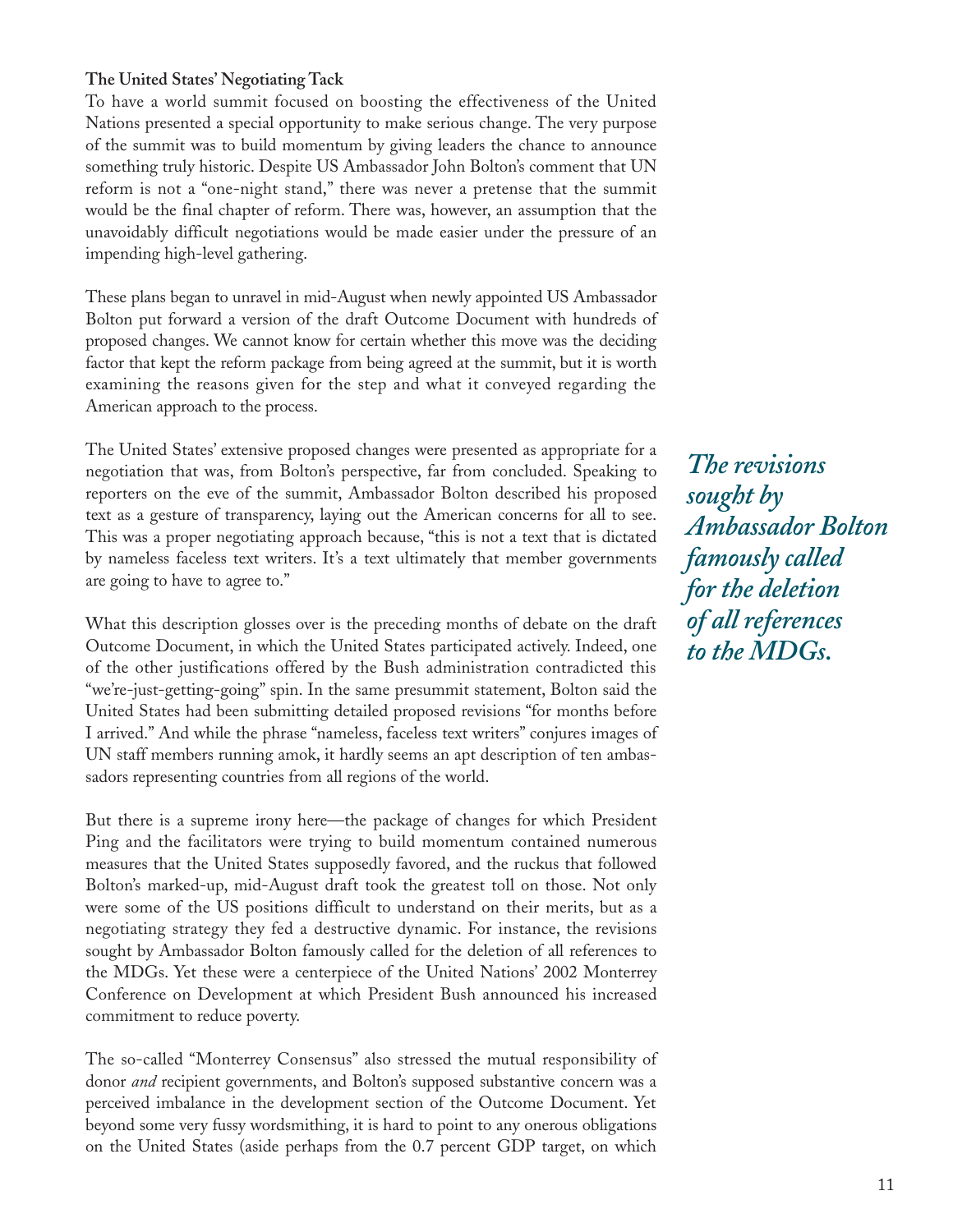### The United States' Negotiating Tack

To have a world summit focused on boosting the effectiveness of the United Nations presented a special opportunity to make serious change. The very purpose of the summit was to build momentum by giving leaders the chance to announce something truly historic. Despite US Ambassador John Bolton's comment that UN reform is not a "one-night stand," there was never a pretense that the summit would be the final chapter of reform. There was, however, an assumption that the unavoidably difficult negotiations would be made easier under the pressure of an impending high-level gathering.

These plans began to unravel in mid-August when newly appointed US Ambassador Bolton put forward a version of the draft Outcome Document with hundreds of proposed changes. We cannot know for certain whether this move was the deciding factor that kept the reform package from being agreed at the summit, but it is worth examining the reasons given for the step and what it conveyed regarding the American approach to the process.

The United States' extensive proposed changes were presented as appropriate for a negotiation that was, from Bolton's perspective, far from concluded. Speaking to reporters on the eve of the summit, Ambassador Bolton described his proposed text as a gesture of transparency, laying out the American concerns for all to see. This was a proper negotiating approach because, "this is not a text that is dictated by nameless faceless text writers. It's a text ultimately that member governments are going to have to agree to."

*The revisions sought by Ambassador Bolton famously called for the deletion of all references to the MDGs.*

What this description glosses over is the preceding months of debate on the draft Outcome Document, in which the United States participated actively. Indeed, one of the other justifications offered by the Bush administration contradicted this "we're-just-getting-going" spin. In the same presummit statement, Bolton said the United States had been submitting detailed proposed revisions "for months before I arrived." And while the phrase "nameless, faceless text writers" conjures images of UN staff members running amok, it hardly seems an apt description of ten ambassadors representing countries from all regions of the world.

But there is a supreme irony here—the package of changes for which President Ping and the facilitators were trying to build momentum contained numerous measures that the United States supposedly favored, and the ruckus that followed Bolton's marked-up, mid-August draft took the greatest toll on those. Not only were some of the US positions difficult to understand on their merits, but as a negotiating strategy they fed a destructive dynamic. For instance, the revisions sought by Ambassador Bolton famously called for the deletion of all references to the MDGs. Yet these were a centerpiece of the United Nations' 2002 Monterrey Conference on Development at which President Bush announced his increased commitment to reduce poverty.

The so-called "Monterrey Consensus" also stressed the mutual responsibility of donor *and* recipient governments, and Bolton's supposed substantive concern was a perceived imbalance in the development section of the Outcome Document. Yet beyond some very fussy wordsmithing, it is hard to point to any onerous obligations on the United States (aside perhaps from the 0.7 percent GDP target, on which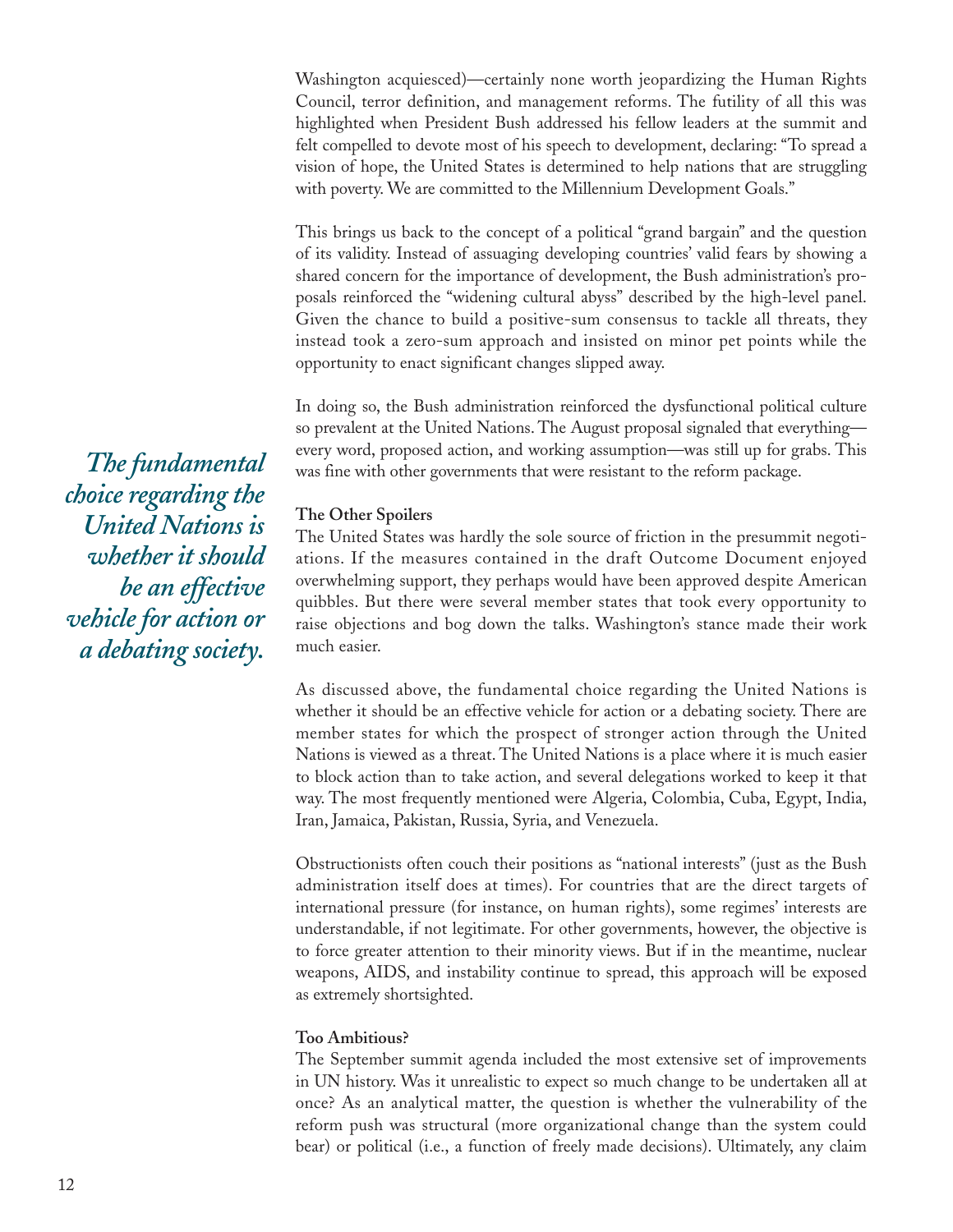Washington acquiesced)—certainly none worth jeopardizing the Human Rights Council, terror definition, and management reforms. The futility of all this was highlighted when President Bush addressed his fellow leaders at the summit and felt compelled to devote most of his speech to development, declaring: "To spread a vision of hope, the United States is determined to help nations that are struggling with poverty. We are committed to the Millennium Development Goals."

This brings us back to the concept of a political "grand bargain" and the question of its validity. Instead of assuaging developing countries' valid fears by showing a shared concern for the importance of development, the Bush administration's proposals reinforced the "widening cultural abyss" described by the high-level panel. Given the chance to build a positive-sum consensus to tackle all threats, they instead took a zero-sum approach and insisted on minor pet points while the opportunity to enact significant changes slipped away.

In doing so, the Bush administration reinforced the dysfunctional political culture so prevalent at the United Nations. The August proposal signaled that everything—every word, proposed action, and working assumption—was still up for grabs. This was fine with other governments that were resistant to the reform package.

*The fundamental choice regarding the United Nations is whether it should be an effective vehicle for action or a debating society.*

**The Other Spoilers**

The United States was hardly the sole source of friction in the presummit negotiations. If the measures contained in the draft Outcome Document enjoyed overwhelming support, they perhaps would have been approved despite American quibbles. But there were several member states that took every opportunity to raise objections and bog down the talks. Washington's stance made their work much easier.

As discussed above, the fundamental choice regarding the United Nations is whether it should be an effective vehicle for action or a debating society. There are member states for which the prospect of stronger action through the United Nations is viewed as a threat. The United Nations is a place where it is much easier to block action than to take action, and several delegations worked to keep it that way. The most frequently mentioned were Algeria, Colombia, Cuba, Egypt, India, Iran, Jamaica, Pakistan, Russia, Syria, and Venezuela.

Obstructionists often couch their positions as "national interests" (just as the Bush administration itself does at times). For countries that are the direct targets of international pressure (for instance, on human rights), some regimes' interests are understandable, if not legitimate. For other governments, however, the objective is to force greater attention to their minority views. But if in the meantime, nuclear weapons, AIDS, and instability continue to spread, this approach will be exposed as extremely shortsighted.

**Too Ambitious?**

The September summit agenda included the most extensive set of improvements in UN history. Was it unrealistic to expect so much change to be undertaken all at once? As an analytical matter, the question is whether the vulnerability of the reform push was structural (more organizational change than the system could bear) or political (i.e., a function of freely made decisions). Ultimately, any claim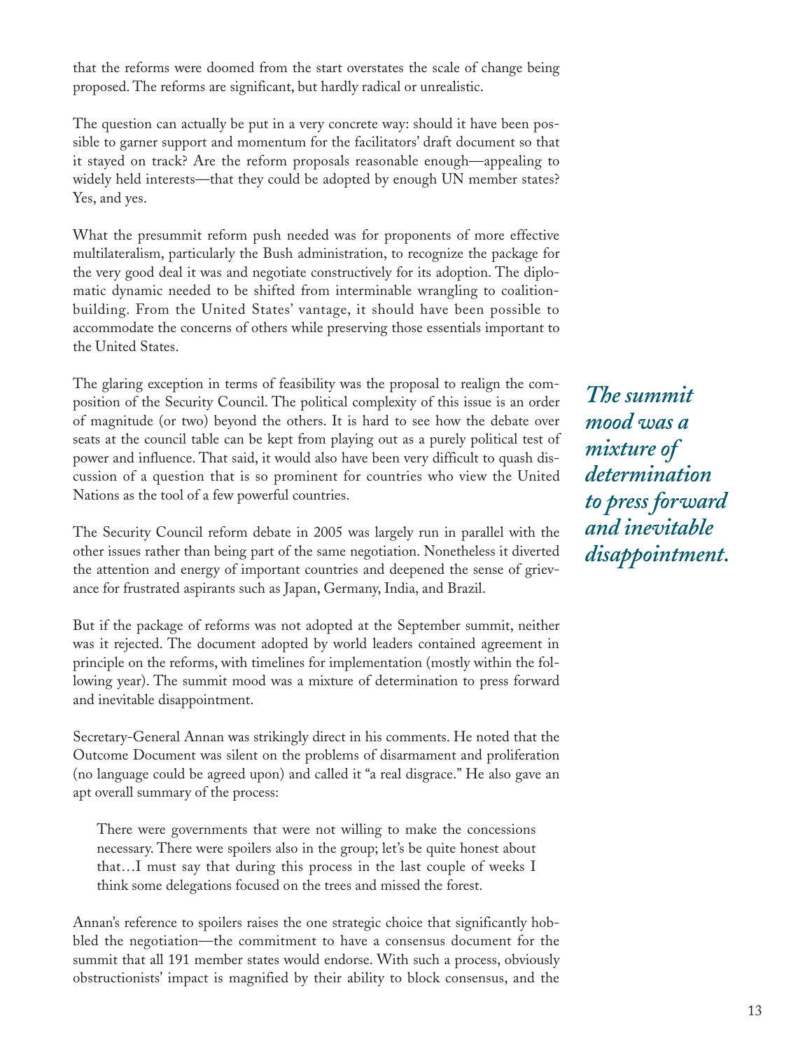that the reforms were doomed from the start overstates the scale of change being proposed. The reforms are significant, but hardly radical or unrealistic.

The question can actually be put in a very concrete way: should it have been possible to garner support and momentum for the facilitators' draft document so that it stayed on track? Are the reform proposals reasonable enough—appealing to widely held interests—that they could be adopted by enough UN member states? Yes, and yes.

What the presummit reform push needed was for proponents of more effective multilateralism, particularly the Bush administration, to recognize the package for the very good deal it was and negotiate constructively for its adoption. The diplomatic dynamic needed to be shifted from interminable wrangling to coalition-building. From the United States' vantage, it should have been possible to accommodate the concerns of others while preserving those essentials important to the United States.

The glaring exception in terms of feasibility was the proposal to realign the composition of the Security Council. The political complexity of this issue is an order of magnitude (or two) beyond the others. It is hard to see how the debate over seats at the council table can be kept from playing out as a purely political test of power and influence. That said, it would also have been very difficult to quash discussion of a question that is so prominent for countries who view the United Nations as the tool of a few powerful countries.

The Security Council reform debate in 2005 was largely run in parallel with the other issues rather than being part of the same negotiation. Nonetheless it diverted the attention and energy of important countries and deepened the sense of grievance for frustrated aspirants such as Japan, Germany, India, and Brazil.

But if the package of reforms was not adopted at the September summit, neither was it rejected. The document adopted by world leaders contained agreement in principle on the reforms, with timelines for implementation (mostly within the following year). The summit mood was a mixture of determination to press forward and inevitable disappointment.

> ***The summit mood was a mixture of determination to press forward and inevitable disappointment.***

Secretary-General Annan was strikingly direct in his comments. He noted that the Outcome Document was silent on the problems of disarmament and proliferation (no language could be agreed upon) and called it "a real disgrace." He also gave an apt overall summary of the process:

> There were governments that were not willing to make the concessions necessary. There were spoilers also in the group; let's be quite honest about that…I must say that during this process in the last couple of weeks I think some delegations focused on the trees and missed the forest.

Annan's reference to spoilers raises the one strategic choice that significantly hobbled the negotiation—the commitment to have a consensus document for the summit that all 191 member states would endorse. With such a process, obviously obstructionists' impact is magnified by their ability to block consensus, and the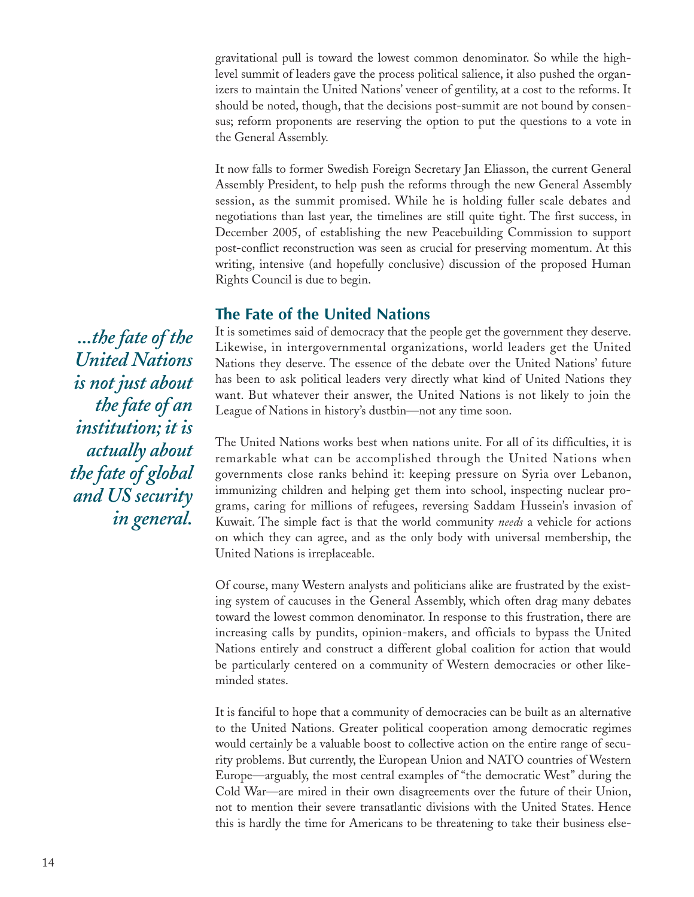gravitational pull is toward the lowest common denominator. So while the high-level summit of leaders gave the process political salience, it also pushed the organizers to maintain the United Nations' veneer of gentility, at a cost to the reforms. It should be noted, though, that the decisions post-summit are not bound by consensus; reform proponents are reserving the option to put the questions to a vote in the General Assembly.

It now falls to former Swedish Foreign Secretary Jan Eliasson, the current General Assembly President, to help push the reforms through the new General Assembly session, as the summit promised. While he is holding fuller scale debates and negotiations than last year, the timelines are still quite tight. The first success, in December 2005, of establishing the new Peacebuilding Commission to support post-conflict reconstruction was seen as crucial for preserving momentum. At this writing, intensive (and hopefully conclusive) discussion of the proposed Human Rights Council is due to begin.

## The Fate of the United Nations

*...the fate of the United Nations is not just about the fate of an institution; it is actually about the fate of global and US security in general.*

It is sometimes said of democracy that the people get the government they deserve. Likewise, in intergovernmental organizations, world leaders get the United Nations they deserve. The essence of the debate over the United Nations' future has been to ask political leaders very directly what kind of United Nations they want. But whatever their answer, the United Nations is not likely to join the League of Nations in history's dustbin—not any time soon.

The United Nations works best when nations unite. For all of its difficulties, it is remarkable what can be accomplished through the United Nations when governments close ranks behind it: keeping pressure on Syria over Lebanon, immunizing children and helping get them into school, inspecting nuclear programs, caring for millions of refugees, reversing Saddam Hussein's invasion of Kuwait. The simple fact is that the world community *needs* a vehicle for actions on which they can agree, and as the only body with universal membership, the United Nations is irreplaceable.

Of course, many Western analysts and politicians alike are frustrated by the existing system of caucuses in the General Assembly, which often drag many debates toward the lowest common denominator. In response to this frustration, there are increasing calls by pundits, opinion-makers, and officials to bypass the United Nations entirely and construct a different global coalition for action that would be particularly centered on a community of Western democracies or other like-minded states.

It is fanciful to hope that a community of democracies can be built as an alternative to the United Nations. Greater political cooperation among democratic regimes would certainly be a valuable boost to collective action on the entire range of security problems. But currently, the European Union and NATO countries of Western Europe—arguably, the most central examples of "the democratic West" during the Cold War—are mired in their own disagreements over the future of their Union, not to mention their severe transatlantic divisions with the United States. Hence this is hardly the time for Americans to be threatening to take their business else-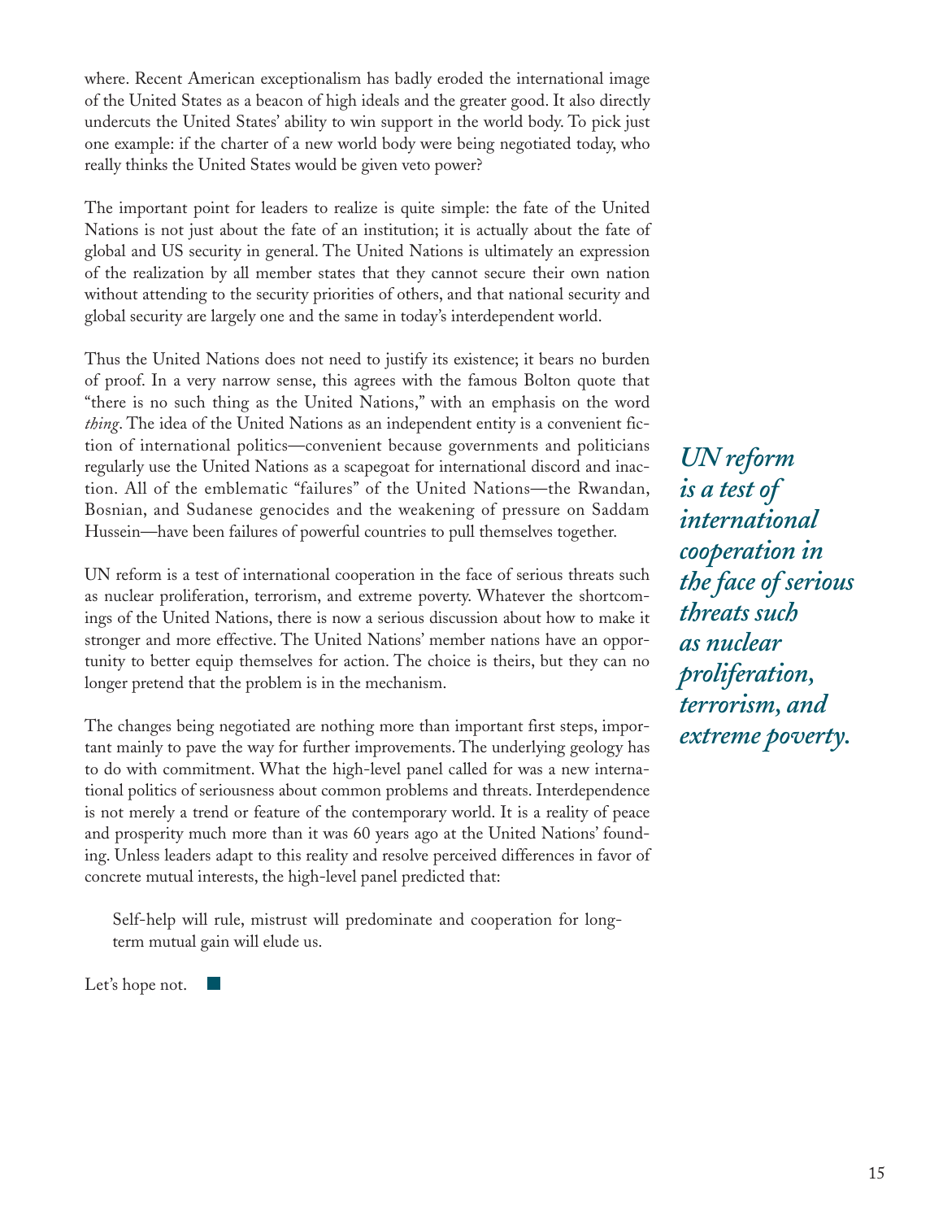where. Recent American exceptionalism has badly eroded the international image of the United States as a beacon of high ideals and the greater good. It also directly undercuts the United States' ability to win support in the world body. To pick just one example: if the charter of a new world body were being negotiated today, who really thinks the United States would be given veto power?

The important point for leaders to realize is quite simple: the fate of the United Nations is not just about the fate of an institution; it is actually about the fate of global and US security in general. The United Nations is ultimately an expression of the realization by all member states that they cannot secure their own nation without attending to the security priorities of others, and that national security and global security are largely one and the same in today's interdependent world.

Thus the United Nations does not need to justify its existence; it bears no burden of proof. In a very narrow sense, this agrees with the famous Bolton quote that "there is no such thing as the United Nations," with an emphasis on the word *thing*. The idea of the United Nations as an independent entity is a convenient fiction of international politics—convenient because governments and politicians regularly use the United Nations as a scapegoat for international discord and inaction. All of the emblematic "failures" of the United Nations—the Rwandan, Bosnian, and Sudanese genocides and the weakening of pressure on Saddam Hussein—have been failures of powerful countries to pull themselves together.

UN reform is a test of international cooperation in the face of serious threats such as nuclear proliferation, terrorism, and extreme poverty. Whatever the shortcomings of the United Nations, there is now a serious discussion about how to make it stronger and more effective. The United Nations' member nations have an opportunity to better equip themselves for action. The choice is theirs, but they can no longer pretend that the problem is in the mechanism.

*UN reform is a test of international cooperation in the face of serious threats such as nuclear proliferation, terrorism, and extreme poverty.*

The changes being negotiated are nothing more than important first steps, important mainly to pave the way for further improvements. The underlying geology has to do with commitment. What the high-level panel called for was a new international politics of seriousness about common problems and threats. Interdependence is not merely a trend or feature of the contemporary world. It is a reality of peace and prosperity much more than it was 60 years ago at the United Nations' founding. Unless leaders adapt to this reality and resolve perceived differences in favor of concrete mutual interests, the high-level panel predicted that:

> Self-help will rule, mistrust will predominate and cooperation for long-term mutual gain will elude us.

Let's hope not. ■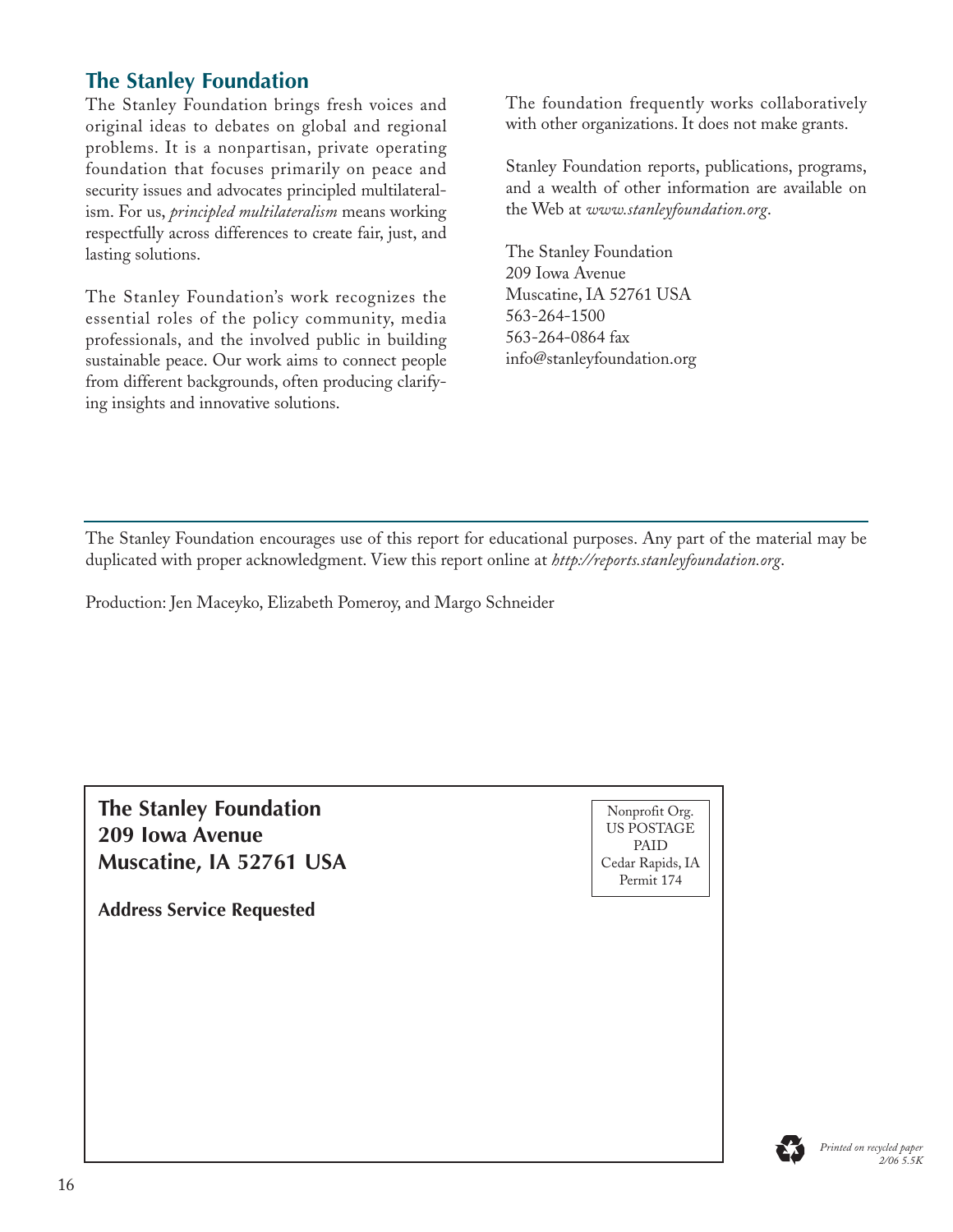## The Stanley Foundation

The Stanley Foundation brings fresh voices and original ideas to debates on global and regional problems. It is a nonpartisan, private operating foundation that focuses primarily on peace and security issues and advocates principled multilateralism. For us, *principled multilateralism* means working respectfully across differences to create fair, just, and lasting solutions.

The Stanley Foundation's work recognizes the essential roles of the policy community, media professionals, and the involved public in building sustainable peace. Our work aims to connect people from different backgrounds, often producing clarifying insights and innovative solutions.

The foundation frequently works collaboratively with other organizations. It does not make grants.

Stanley Foundation reports, publications, programs, and a wealth of other information are available on the Web at *www.stanleyfoundation.org*.

The Stanley Foundation
209 Iowa Avenue
Muscatine, IA 52761 USA
563-264-1500
563-264-0864 fax
info@stanleyfoundation.org

---

The Stanley Foundation encourages use of this report for educational purposes. Any part of the material may be duplicated with proper acknowledgment. View this report online at *http://reports.stanleyfoundation.org*.

Production: Jen Maceyko, Elizabeth Pomeroy, and Margo Schneider

**The Stanley Foundation**
**209 Iowa Avenue**
**Muscatine, IA 52761 USA**

**Address Service Requested**

Nonprofit Org.
US POSTAGE
PAID
Cedar Rapids, IA
Permit 174

*Printed on recycled paper*
*2/06 5.5K*